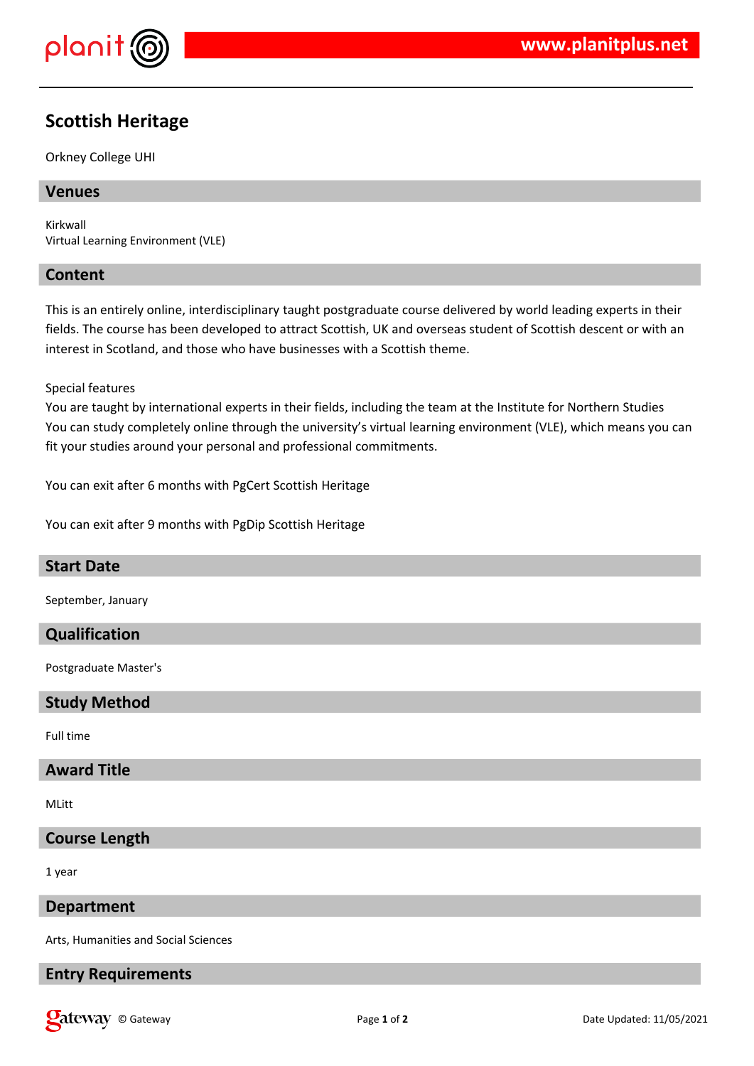# Scottish Heritage

Orkney College UHI

## Venues

Kirkwall
Virtual Learning Environment (VLE)

## Content

This is an entirely online, interdisciplinary taught postgraduate course delivered by world leading experts in their fields. The course has been developed to attract Scottish, UK and overseas student of Scottish descent or with an interest in Scotland, and those who have businesses with a Scottish theme.

Special features
You are taught by international experts in their fields, including the team at the Institute for Northern Studies
You can study completely online through the university's virtual learning environment (VLE), which means you can fit your studies around your personal and professional commitments.

You can exit after 6 months with PgCert Scottish Heritage

You can exit after 9 months with PgDip Scottish Heritage

## Start Date

September, January

## Qualification

Postgraduate Master's

## Study Method

Full time

## Award Title

MLitt

## Course Length

1 year

## Department

Arts, Humanities and Social Sciences

## Entry Requirements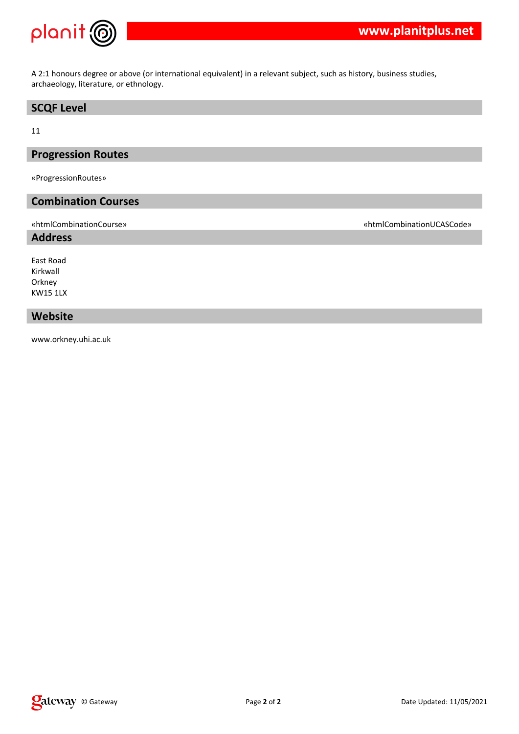A 2:1 honours degree or above (or international equivalent) in a relevant subject, such as history, business studies, archaeology, literature, or ethnology.

## SCQF Level

11

## Progression Routes

«ProgressionRoutes»

## Combination Courses

«htmlCombinationCourse» «htmlCombinationUCASCode»

## Address

East Road
Kirkwall
Orkney
KW15 1LX

## Website

www.orkney.uhi.ac.uk